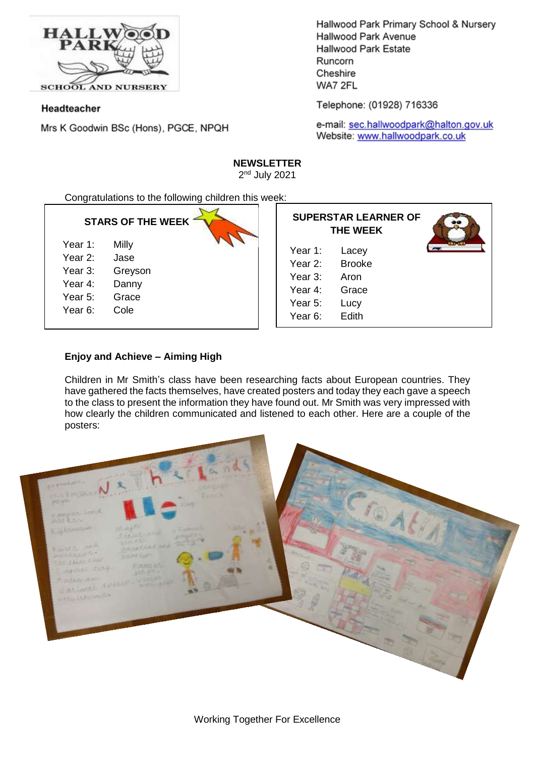Hallwood Park Primary School & Nursery
Hallwood Park Avenue
Hallwood Park Estate
Runcorn
Cheshire
WA7 2FL

Telephone: (01928) 716336

e-mail: sec.hallwoodpark@halton.gov.uk
Website: www.hallwoodpark.co.uk

**Headteacher**

Mrs K Goodwin BSc (Hons), PGCE, NPQH

**NEWSLETTER**

2nd July 2021

Congratulations to the following children this week:

**STARS OF THE WEEK**

| | |
|---|---|
| Year 1: | Milly |
| Year 2: | Jase |
| Year 3: | Greyson |
| Year 4: | Danny |
| Year 5: | Grace |
| Year 6: | Cole |

**SUPERSTAR LEARNER OF THE WEEK**

| | |
|---|---|
| Year 1: | Lacey |
| Year 2: | Brooke |
| Year 3: | Aron |
| Year 4: | Grace |
| Year 5: | Lucy |
| Year 6: | Edith |

### Enjoy and Achieve – Aiming High

Children in Mr Smith's class have been researching facts about European countries. They have gathered the facts themselves, have created posters and today they each gave a speech to the class to present the information they have found out. Mr Smith was very impressed with how clearly the children communicated and listened to each other. Here are a couple of the posters:

Working Together For Excellence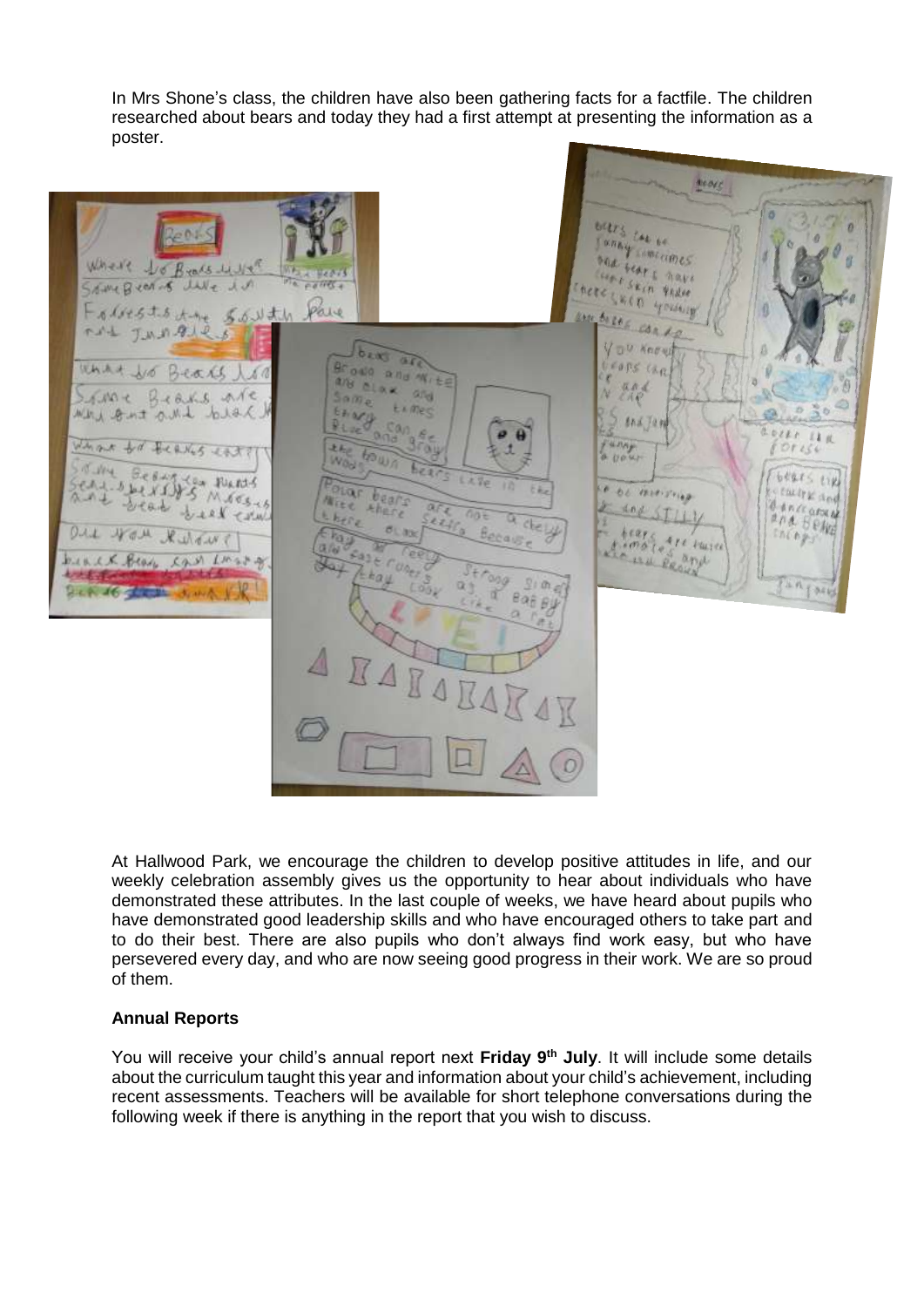In Mrs Shone's class, the children have also been gathering facts for a factfile. The children researched about bears and today they had a first attempt at presenting the information as a poster.

At Hallwood Park, we encourage the children to develop positive attitudes in life, and our weekly celebration assembly gives us the opportunity to hear about individuals who have demonstrated these attributes. In the last couple of weeks, we have heard about pupils who have demonstrated good leadership skills and who have encouraged others to take part and to do their best. There are also pupils who don't always find work easy, but who have persevered every day, and who are now seeing good progress in their work. We are so proud of them.

**Annual Reports**

You will receive your child's annual report next **Friday 9th July**. It will include some details about the curriculum taught this year and information about your child's achievement, including recent assessments. Teachers will be available for short telephone conversations during the following week if there is anything in the report that you wish to discuss.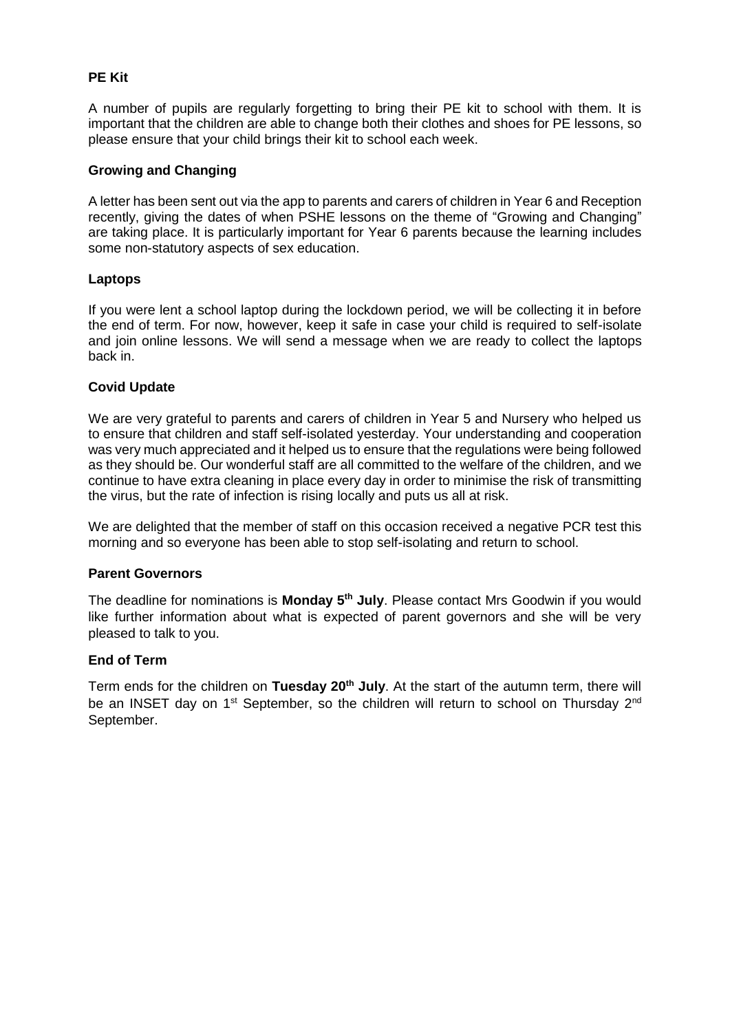**PE Kit**

A number of pupils are regularly forgetting to bring their PE kit to school with them. It is important that the children are able to change both their clothes and shoes for PE lessons, so please ensure that your child brings their kit to school each week.

**Growing and Changing**

A letter has been sent out via the app to parents and carers of children in Year 6 and Reception recently, giving the dates of when PSHE lessons on the theme of "Growing and Changing" are taking place. It is particularly important for Year 6 parents because the learning includes some non-statutory aspects of sex education.

**Laptops**

If you were lent a school laptop during the lockdown period, we will be collecting it in before the end of term. For now, however, keep it safe in case your child is required to self-isolate and join online lessons. We will send a message when we are ready to collect the laptops back in.

**Covid Update**

We are very grateful to parents and carers of children in Year 5 and Nursery who helped us to ensure that children and staff self-isolated yesterday. Your understanding and cooperation was very much appreciated and it helped us to ensure that the regulations were being followed as they should be. Our wonderful staff are all committed to the welfare of the children, and we continue to have extra cleaning in place every day in order to minimise the risk of transmitting the virus, but the rate of infection is rising locally and puts us all at risk.

We are delighted that the member of staff on this occasion received a negative PCR test this morning and so everyone has been able to stop self-isolating and return to school.

**Parent Governors**

The deadline for nominations is **Monday 5th July**. Please contact Mrs Goodwin if you would like further information about what is expected of parent governors and she will be very pleased to talk to you.

**End of Term**

Term ends for the children on **Tuesday 20th July**. At the start of the autumn term, there will be an INSET day on 1st September, so the children will return to school on Thursday 2nd September.